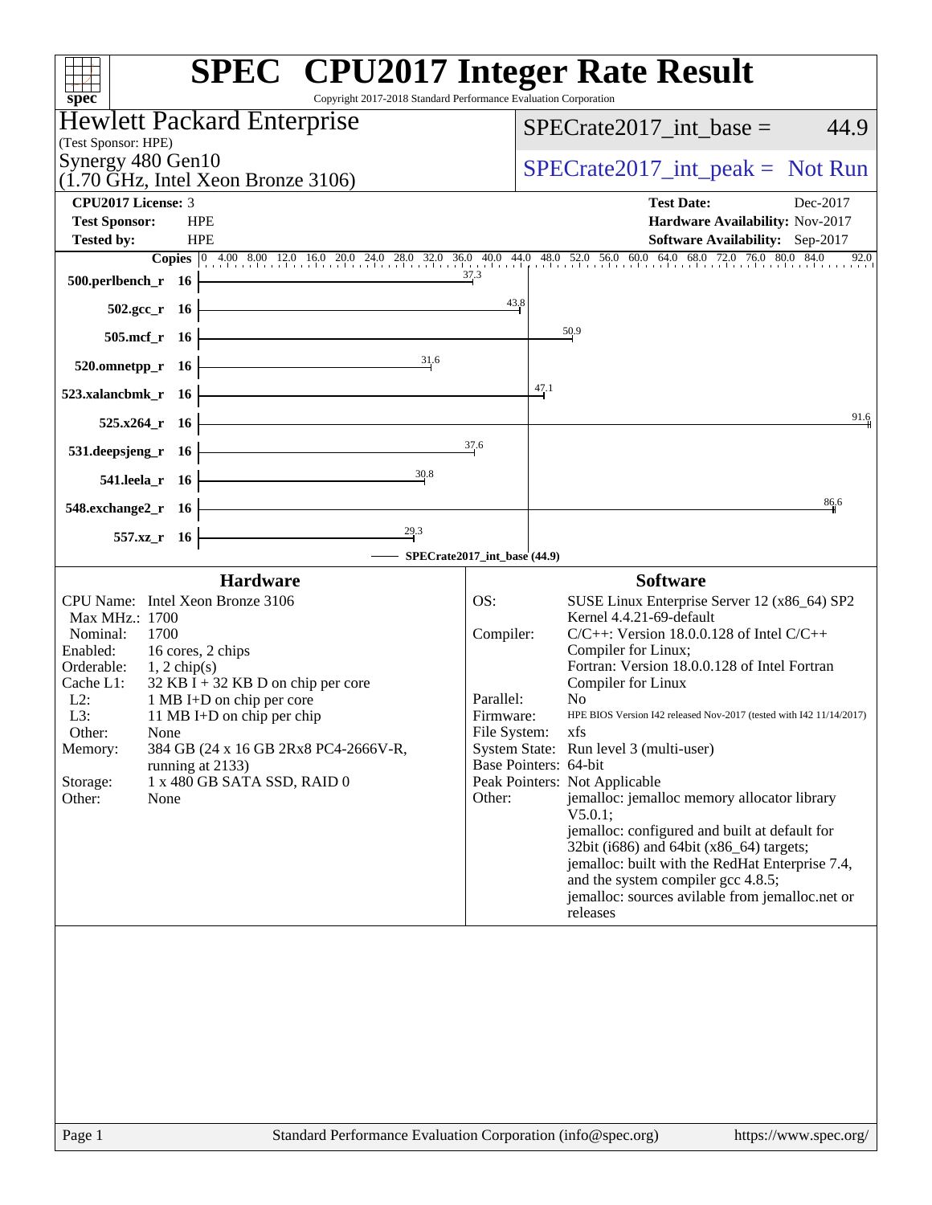# SPEC CPU2017 Integer Rate Result

Copyright 2017-2018 Standard Performance Evaluation Corporation

**Hewlett Packard Enterprise**
(Test Sponsor: HPE)
Synergy 480 Gen10
(1.70 GHz, Intel Xeon Bronze 3106)

SPECrate2017_int_base = 44.9

SPECrate2017_int_peak = Not Run

**CPU2017 License:** 3
**Test Sponsor:** HPE
**Tested by:** HPE

**Test Date:** Dec-2017
**Hardware Availability:** Nov-2017
**Software Availability:** Sep-2017

| Benchmark | Copies | Base |
|---|---|---|
| 500.perlbench_r | 16 | 37.3 |
| 502.gcc_r | 16 | 43.8 |
| 505.mcf_r | 16 | 50.9 |
| 520.omnetpp_r | 16 | 31.6 |
| 523.xalancbmk_r | 16 | 47.1 |
| 525.x264_r | 16 | 91.6 |
| 531.deepsjeng_r | 16 | 37.6 |
| 541.leela_r | 16 | 30.8 |
| 548.exchange2_r | 16 | 86.6 |
| 557.xz_r | 16 | 29.3 |

SPECrate2017_int_base (44.9)

## Hardware

| | |
|---|---|
| CPU Name: | Intel Xeon Bronze 3106 |
| Max MHz.: | 1700 |
| Nominal: | 1700 |
| Enabled: | 16 cores, 2 chips |
| Orderable: | 1, 2 chip(s) |
| Cache L1: | 32 KB I + 32 KB D on chip per core |
| L2: | 1 MB I+D on chip per core |
| L3: | 11 MB I+D on chip per chip |
| Other: | None |
| Memory: | 384 GB (24 x 16 GB 2Rx8 PC4-2666V-R, running at 2133) |
| Storage: | 1 x 480 GB SATA SSD, RAID 0 |
| Other: | None |

## Software

| | |
|---|---|
| OS: | SUSE Linux Enterprise Server 12 (x86_64) SP2 Kernel 4.4.21-69-default |
| Compiler: | C/C++: Version 18.0.0.128 of Intel C/C++ Compiler for Linux; Fortran: Version 18.0.0.128 of Intel Fortran Compiler for Linux |
| Parallel: | No |
| Firmware: | HPE BIOS Version I42 released Nov-2017 (tested with I42 11/14/2017) |
| File System: | xfs |
| System State: | Run level 3 (multi-user) |
| Base Pointers: | 64-bit |
| Peak Pointers: | Not Applicable |
| Other: | jemalloc: jemalloc memory allocator library V5.0.1; jemalloc: configured and built at default for 32bit (i686) and 64bit (x86_64) targets; jemalloc: built with the RedHat Enterprise 7.4, and the system compiler gcc 4.8.5; jemalloc: sources avilable from jemalloc.net or releases |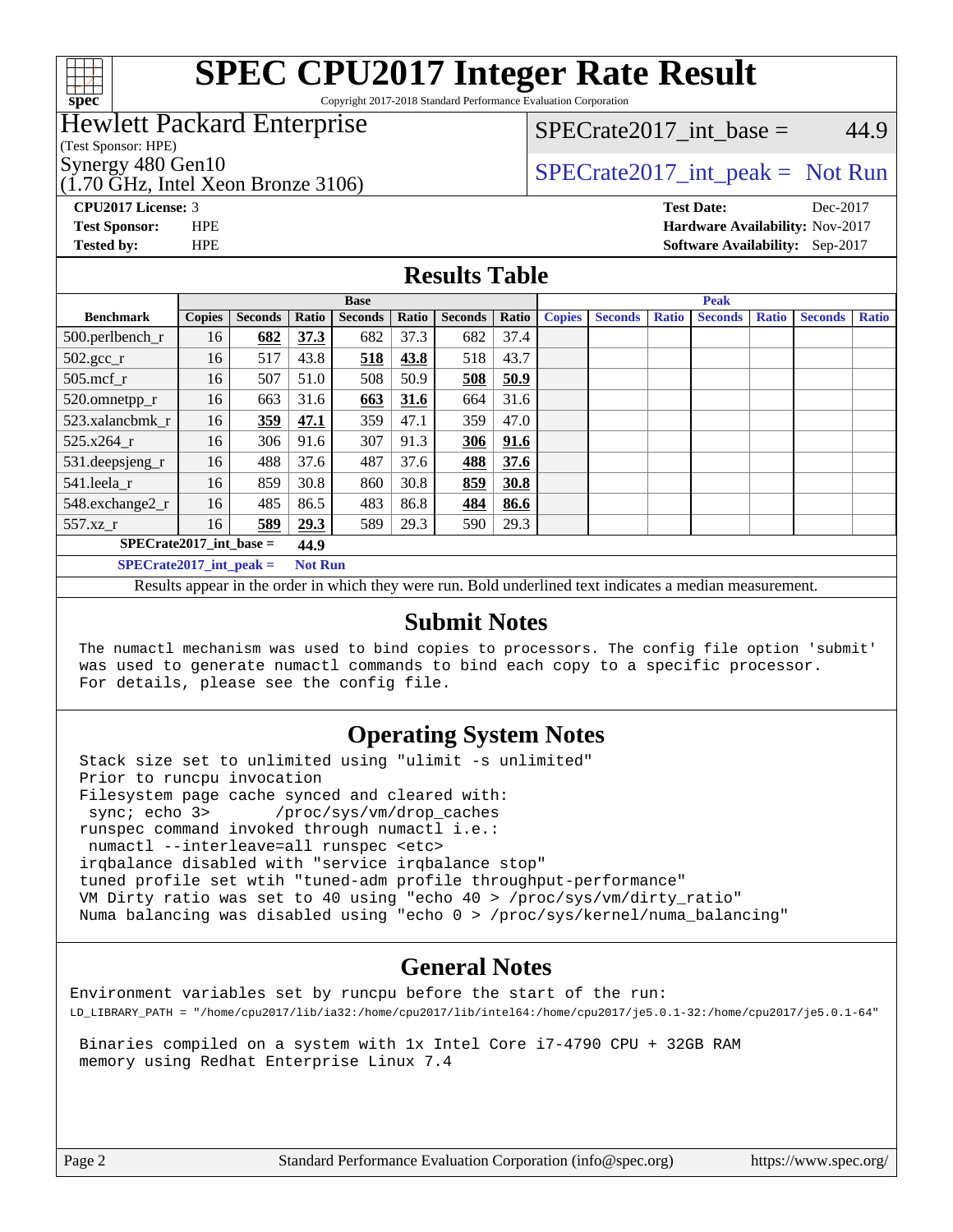# SPEC CPU2017 Integer Rate Result

Copyright 2017-2018 Standard Performance Evaluation Corporation

## Hewlett Packard Enterprise

(Test Sponsor: HPE)

Synergy 480 Gen10

(1.70 GHz, Intel Xeon Bronze 3106)

SPECrate2017_int_base = 44.9

SPECrate2017_int_peak = Not Run

**CPU2017 License:** 3
**Test Sponsor:** HPE
**Tested by:** HPE

**Test Date:** Dec-2017
**Hardware Availability:** Nov-2017
**Software Availability:** Sep-2017

## Results Table

| Benchmark | Base | | | | | | | Peak | | | | | | |
|---|---|---|---|---|---|---|---|---|---|---|---|---|---|---|
| | Copies | Seconds | Ratio | Seconds | Ratio | Seconds | Ratio | Copies | Seconds | Ratio | Seconds | Ratio | Seconds | Ratio |
| 500.perlbench_r | 16 | **682** | **37.3** | 682 | 37.3 | 682 | 37.4 | | | | | | | |
| 502.gcc_r | 16 | 517 | 43.8 | **518** | **43.8** | 518 | 43.7 | | | | | | | |
| 505.mcf_r | 16 | 507 | 51.0 | 508 | 50.9 | **508** | **50.9** | | | | | | | |
| 520.omnetpp_r | 16 | 663 | 31.6 | **663** | **31.6** | 664 | 31.6 | | | | | | | |
| 523.xalancbmk_r | 16 | **359** | **47.1** | 359 | 47.1 | 359 | 47.0 | | | | | | | |
| 525.x264_r | 16 | 306 | 91.6 | 307 | 91.3 | **306** | **91.6** | | | | | | | |
| 531.deepsjeng_r | 16 | 488 | 37.6 | 487 | 37.6 | **488** | **37.6** | | | | | | | |
| 541.leela_r | 16 | 859 | 30.8 | 860 | 30.8 | **859** | **30.8** | | | | | | | |
| 548.exchange2_r | 16 | 485 | 86.5 | 483 | 86.8 | **484** | **86.6** | | | | | | | |
| 557.xz_r | 16 | **589** | **29.3** | 589 | 29.3 | 590 | 29.3 | | | | | | | |

**SPECrate2017_int_base = 44.9**

**SPECrate2017_int_peak = Not Run**

Results appear in the order in which they were run. Bold underlined text indicates a median measurement.

## Submit Notes

```
The numactl mechanism was used to bind copies to processors. The config file option 'submit'
was used to generate numactl commands to bind each copy to a specific processor.
For details, please see the config file.
```

## Operating System Notes

```
Stack size set to unlimited using "ulimit -s unlimited"
Prior to runcpu invocation
Filesystem page cache synced and cleared with:
 sync; echo 3>       /proc/sys/vm/drop_caches
runspec command invoked through numactl i.e.:
 numactl --interleave=all runspec <etc>
irqbalance disabled with "service irqbalance stop"
tuned profile set wtih "tuned-adm profile throughput-performance"
VM Dirty ratio was set to 40 using "echo 40 > /proc/sys/vm/dirty_ratio"
Numa balancing was disabled using "echo 0 > /proc/sys/kernel/numa_balancing"
```

## General Notes

```
Environment variables set by runcpu before the start of the run:
LD_LIBRARY_PATH = "/home/cpu2017/lib/ia32:/home/cpu2017/lib/intel64:/home/cpu2017/je5.0.1-32:/home/cpu2017/je5.0.1-64"

 Binaries compiled on a system with 1x Intel Core i7-4790 CPU + 32GB RAM
 memory using Redhat Enterprise Linux 7.4
```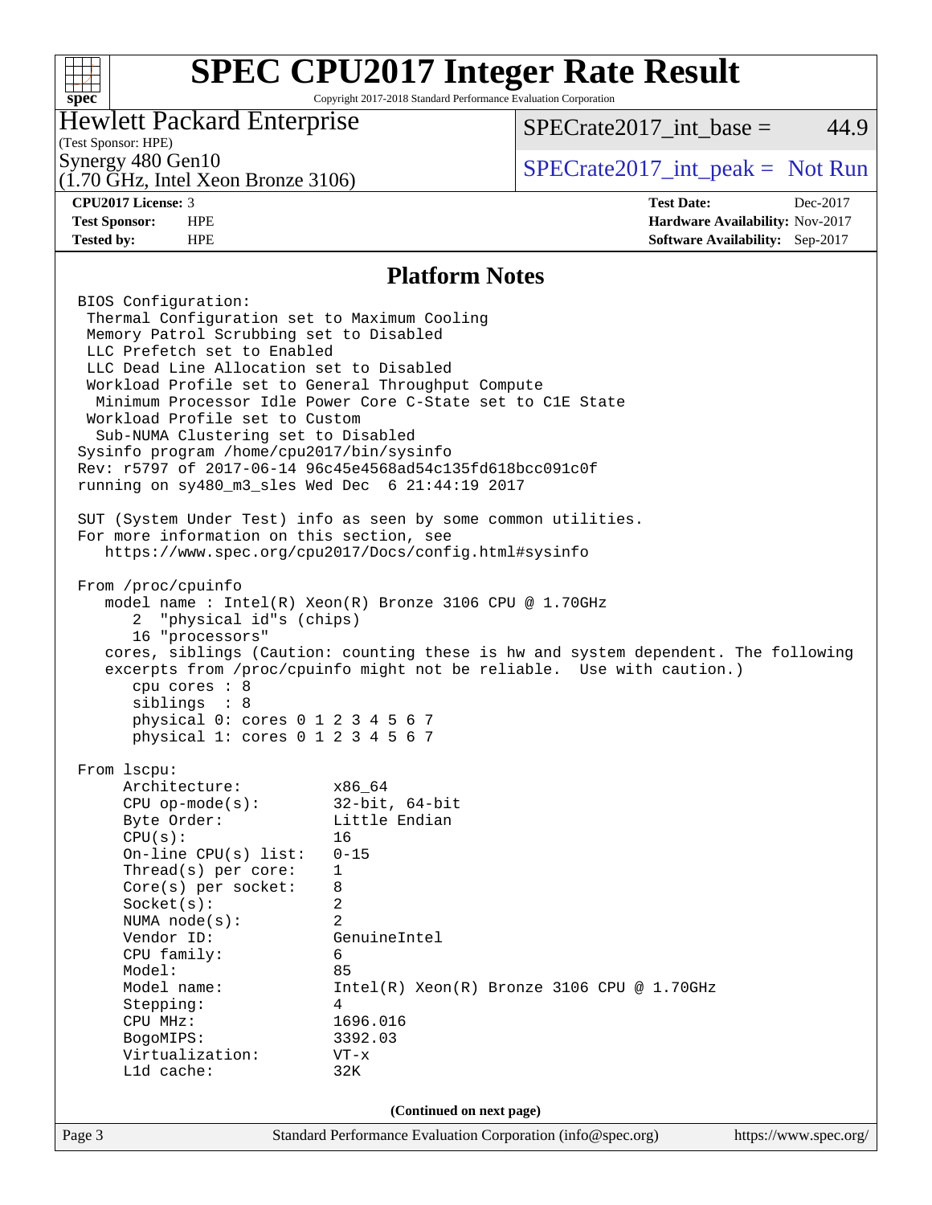# SPEC CPU2017 Integer Rate Result

Copyright 2017-2018 Standard Performance Evaluation Corporation

**Hewlett Packard Enterprise**
(Test Sponsor: HPE)
Synergy 480 Gen10
(1.70 GHz, Intel Xeon Bronze 3106)

SPECrate2017_int_base = 44.9

SPECrate2017_int_peak = Not Run

| | | | |
|---|---|---|---|
| **CPU2017 License:** | 3 | **Test Date:** | Dec-2017 |
| **Test Sponsor:** | HPE | **Hardware Availability:** | Nov-2017 |
| **Tested by:** | HPE | **Software Availability:** | Sep-2017 |

## Platform Notes

```
BIOS Configuration:
  Thermal Configuration set to Maximum Cooling
  Memory Patrol Scrubbing set to Disabled
  LLC Prefetch set to Enabled
  LLC Dead Line Allocation set to Disabled
  Workload Profile set to General Throughput Compute
    Minimum Processor Idle Power Core C-State set to C1E State
  Workload Profile set to Custom
    Sub-NUMA Clustering set to Disabled
Sysinfo program /home/cpu2017/bin/sysinfo
Rev: r5797 of 2017-06-14 96c45e4568ad54c135fd618bcc091c0f
running on sy480_m3_sles Wed Dec  6 21:44:19 2017

SUT (System Under Test) info as seen by some common utilities.
For more information on this section, see
   https://www.spec.org/cpu2017/Docs/config.html#sysinfo

From /proc/cpuinfo
   model name : Intel(R) Xeon(R) Bronze 3106 CPU @ 1.70GHz
      2  "physical id"s (chips)
      16 "processors"
   cores, siblings (Caution: counting these is hw and system dependent. The following
   excerpts from /proc/cpuinfo might not be reliable.  Use with caution.)
      cpu cores : 8
      siblings  : 8
      physical 0: cores 0 1 2 3 4 5 6 7
      physical 1: cores 0 1 2 3 4 5 6 7

From lscpu:
     Architecture:          x86_64
     CPU op-mode(s):        32-bit, 64-bit
     Byte Order:            Little Endian
     CPU(s):                16
     On-line CPU(s) list:   0-15
     Thread(s) per core:    1
     Core(s) per socket:    8
     Socket(s):             2
     NUMA node(s):          2
     Vendor ID:             GenuineIntel
     CPU family:            6
     Model:                 85
     Model name:            Intel(R) Xeon(R) Bronze 3106 CPU @ 1.70GHz
     Stepping:              4
     CPU MHz:               1696.016
     BogoMIPS:              3392.03
     Virtualization:        VT-x
     L1d cache:             32K
```

(Continued on next page)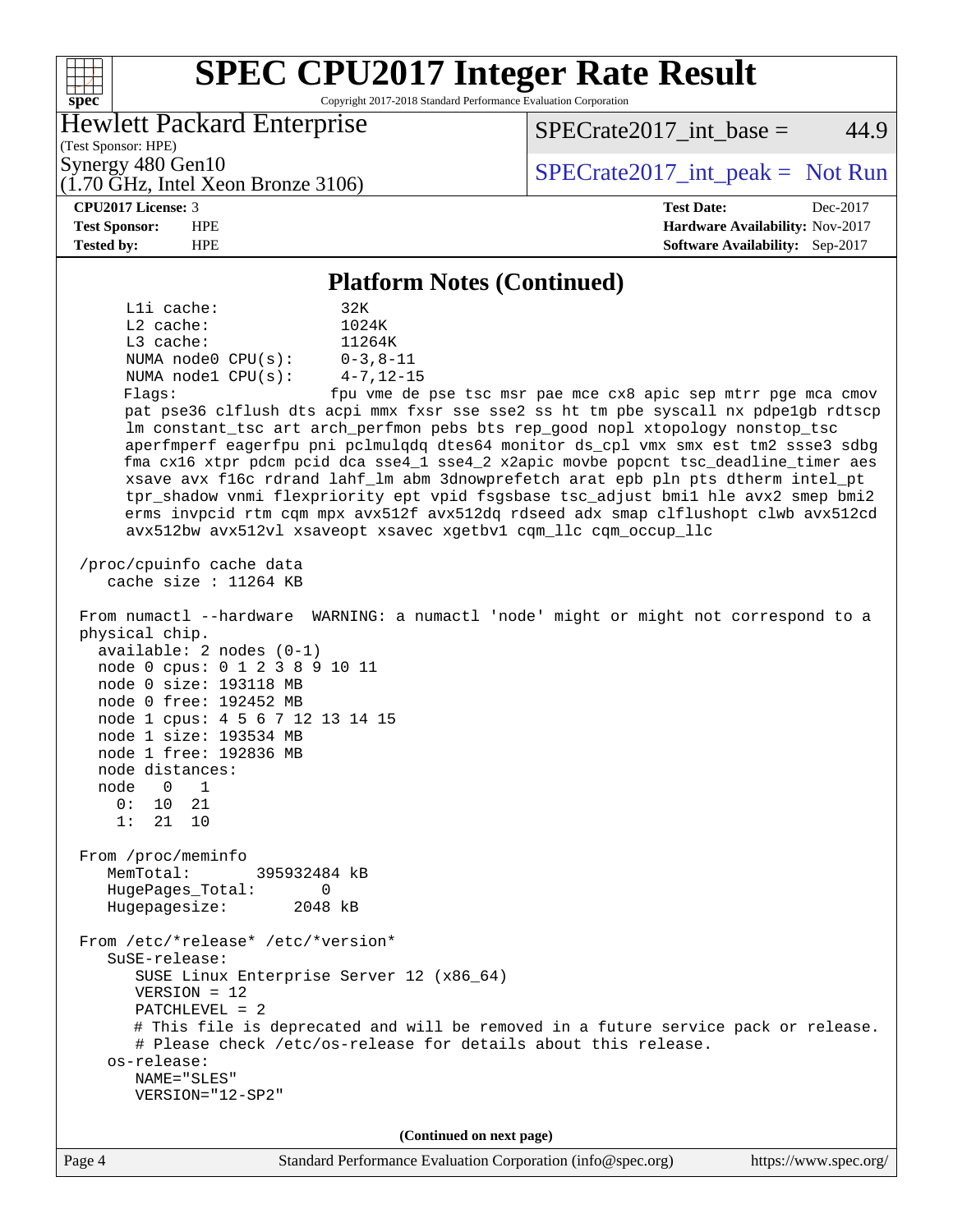# SPEC CPU2017 Integer Rate Result

Copyright 2017-2018 Standard Performance Evaluation Corporation

**Hewlett Packard Enterprise**
(Test Sponsor: HPE)
Synergy 480 Gen10
(1.70 GHz, Intel Xeon Bronze 3106)

SPECrate2017_int_base = 44.9

SPECrate2017_int_peak = Not Run

| | | | |
|---|---|---|---|
| **CPU2017 License:** | 3 | **Test Date:** | Dec-2017 |
| **Test Sponsor:** | HPE | **Hardware Availability:** | Nov-2017 |
| **Tested by:** | HPE | **Software Availability:** | Sep-2017 |

## Platform Notes (Continued)

```
     L1i cache:             32K
     L2 cache:              1024K
     L3 cache:              11264K
     NUMA node0 CPU(s):     0-3,8-11
     NUMA node1 CPU(s):     4-7,12-15
     Flags:                 fpu vme de pse tsc msr pae mce cx8 apic sep mtrr pge mca cmov
     pat pse36 clflush dts acpi mmx fxsr sse sse2 ss ht tm pbe syscall nx pdpe1gb rdtscp
     lm constant_tsc art arch_perfmon pebs bts rep_good nopl xtopology nonstop_tsc
     aperfmperf eagerfpu pni pclmulqdq dtes64 monitor ds_cpl vmx smx est tm2 ssse3 sdbg
     fma cx16 xtpr pdcm pcid dca sse4_1 sse4_2 x2apic movbe popcnt tsc_deadline_timer aes
     xsave avx f16c rdrand lahf_lm abm 3dnowprefetch arat epb pln pts dtherm intel_pt
     tpr_shadow vnmi flexpriority ept vpid fsgsbase tsc_adjust bmi1 hle avx2 smep bmi2
     erms invpcid rtm cqm mpx avx512f avx512dq rdseed adx smap clflushopt clwb avx512cd
     avx512bw avx512vl xsaveopt xsavec xgetbv1 cqm_llc cqm_occup_llc

 /proc/cpuinfo cache data
    cache size : 11264 KB

 From numactl --hardware  WARNING: a numactl 'node' might or might not correspond to a
 physical chip.
   available: 2 nodes (0-1)
   node 0 cpus: 0 1 2 3 8 9 10 11
   node 0 size: 193118 MB
   node 0 free: 192452 MB
   node 1 cpus: 4 5 6 7 12 13 14 15
   node 1 size: 193534 MB
   node 1 free: 192836 MB
   node distances:
   node   0   1
     0:  10  21
     1:  21  10

 From /proc/meminfo
    MemTotal:       395932484 kB
    HugePages_Total:       0
    Hugepagesize:       2048 kB

 From /etc/*release* /etc/*version*
    SuSE-release:
       SUSE Linux Enterprise Server 12 (x86_64)
       VERSION = 12
       PATCHLEVEL = 2
       # This file is deprecated and will be removed in a future service pack or release.
       # Please check /etc/os-release for details about this release.
    os-release:
       NAME="SLES"
       VERSION="12-SP2"
```

(Continued on next page)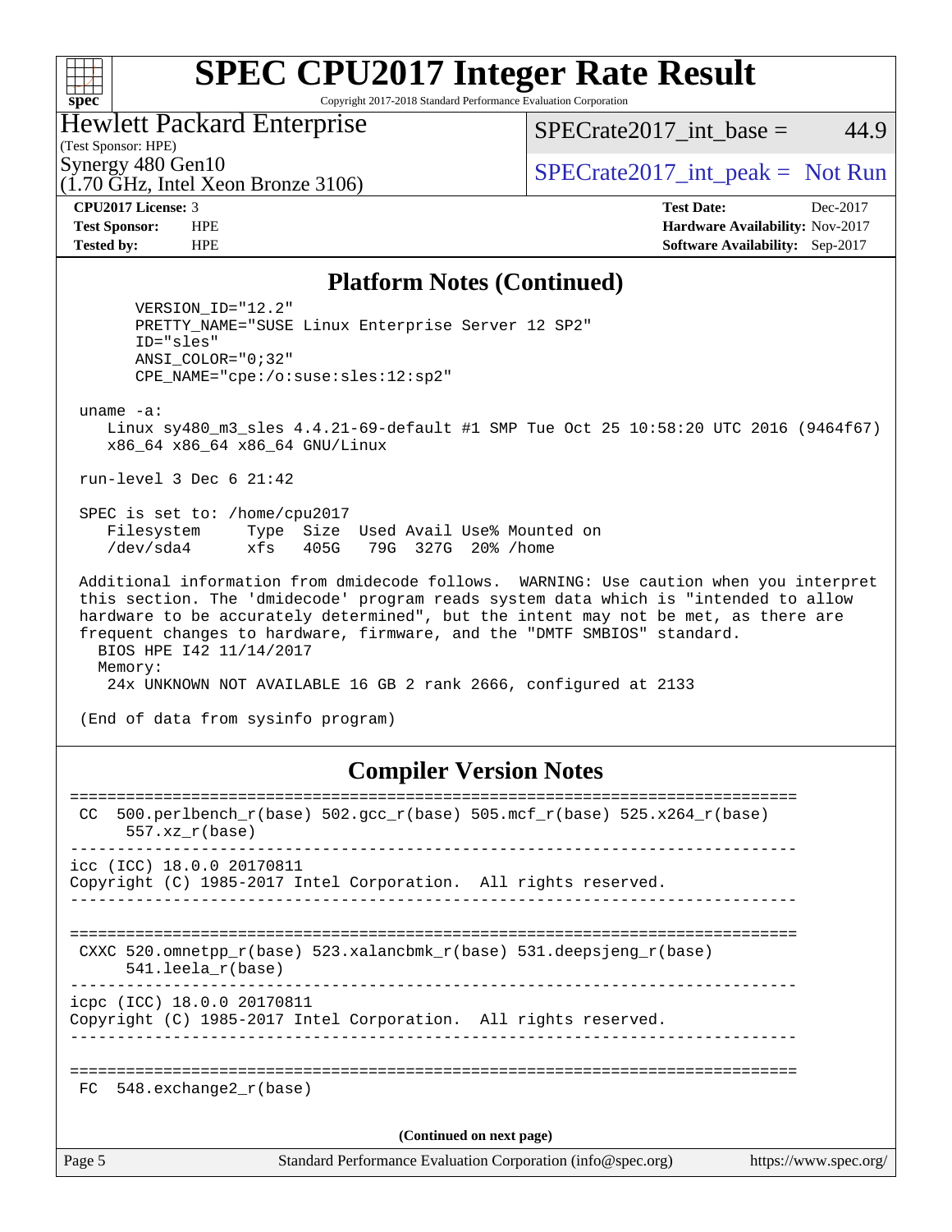# SPEC CPU2017 Integer Rate Result

Copyright 2017-2018 Standard Performance Evaluation Corporation

**Hewlett Packard Enterprise**
(Test Sponsor: HPE)
Synergy 480 Gen10
(1.70 GHz, Intel Xeon Bronze 3106)

SPECrate2017_int_base = 44.9

SPECrate2017_int_peak = Not Run

| | | | |
|---|---|---|---|
| **CPU2017 License:** | 3 | **Test Date:** | Dec-2017 |
| **Test Sponsor:** | HPE | **Hardware Availability:** | Nov-2017 |
| **Tested by:** | HPE | **Software Availability:** | Sep-2017 |

## Platform Notes (Continued)

```
      VERSION_ID="12.2"
      PRETTY_NAME="SUSE Linux Enterprise Server 12 SP2"
      ID="sles"
      ANSI_COLOR="0;32"
      CPE_NAME="cpe:/o:suse:sles:12:sp2"

 uname -a:
    Linux sy480_m3_sles 4.4.21-69-default #1 SMP Tue Oct 25 10:58:20 UTC 2016 (9464f67)
    x86_64 x86_64 x86_64 GNU/Linux

 run-level 3 Dec 6 21:42

 SPEC is set to: /home/cpu2017
    Filesystem     Type  Size  Used Avail Use% Mounted on
    /dev/sda4      xfs   405G   79G  327G  20% /home

 Additional information from dmidecode follows.  WARNING: Use caution when you interpret
 this section. The 'dmidecode' program reads system data which is "intended to allow
 hardware to be accurately determined", but the intent may not be met, as there are
 frequent changes to hardware, firmware, and the "DMTF SMBIOS" standard.
   BIOS HPE I42 11/14/2017
   Memory:
    24x UNKNOWN NOT AVAILABLE 16 GB 2 rank 2666, configured at 2133

 (End of data from sysinfo program)
```

## Compiler Version Notes

```
==============================================================================
 CC  500.perlbench_r(base) 502.gcc_r(base) 505.mcf_r(base) 525.x264_r(base)
      557.xz_r(base)
------------------------------------------------------------------------------
icc (ICC) 18.0.0 20170811
Copyright (C) 1985-2017 Intel Corporation.  All rights reserved.
------------------------------------------------------------------------------

==============================================================================
 CXXC 520.omnetpp_r(base) 523.xalancbmk_r(base) 531.deepsjeng_r(base)
      541.leela_r(base)
------------------------------------------------------------------------------
icpc (ICC) 18.0.0 20170811
Copyright (C) 1985-2017 Intel Corporation.  All rights reserved.
------------------------------------------------------------------------------

==============================================================================
 FC  548.exchange2_r(base)
```

**(Continued on next page)**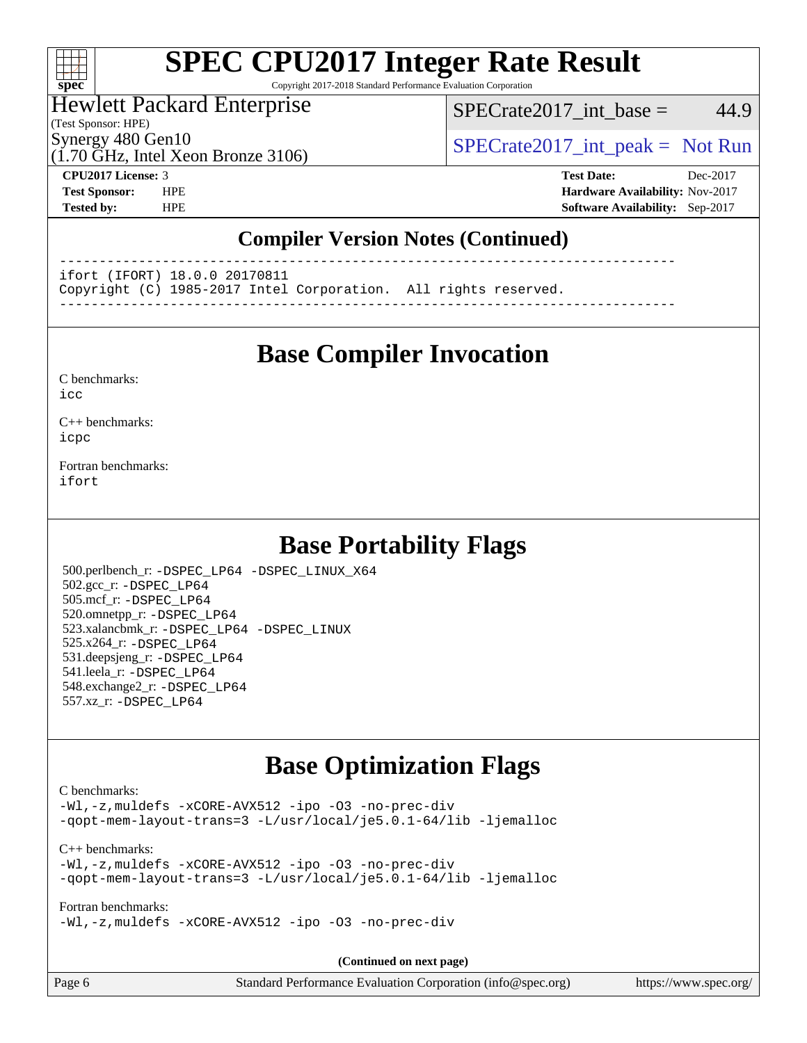# SPEC CPU2017 Integer Rate Result

Copyright 2017-2018 Standard Performance Evaluation Corporation

Hewlett Packard Enterprise
(Test Sponsor: HPE)
Synergy 480 Gen10
(1.70 GHz, Intel Xeon Bronze 3106)

SPECrate2017_int_base = 44.9

SPECrate2017_int_peak = Not Run

**CPU2017 License:** 3
**Test Sponsor:** HPE
**Tested by:** HPE

**Test Date:** Dec-2017
**Hardware Availability:** Nov-2017
**Software Availability:** Sep-2017

## Compiler Version Notes (Continued)

```
------------------------------------------------------------------------------
ifort (IFORT) 18.0.0 20170811
Copyright (C) 1985-2017 Intel Corporation.  All rights reserved.
------------------------------------------------------------------------------
```

## Base Compiler Invocation

C benchmarks:
`icc`

C++ benchmarks:
`icpc`

Fortran benchmarks:
`ifort`

## Base Portability Flags

500.perlbench_r: `-DSPEC_LP64 -DSPEC_LINUX_X64`
502.gcc_r: `-DSPEC_LP64`
505.mcf_r: `-DSPEC_LP64`
520.omnetpp_r: `-DSPEC_LP64`
523.xalancbmk_r: `-DSPEC_LP64 -DSPEC_LINUX`
525.x264_r: `-DSPEC_LP64`
531.deepsjeng_r: `-DSPEC_LP64`
541.leela_r: `-DSPEC_LP64`
548.exchange2_r: `-DSPEC_LP64`
557.xz_r: `-DSPEC_LP64`

## Base Optimization Flags

C benchmarks:
`-Wl,-z,muldefs -xCORE-AVX512 -ipo -O3 -no-prec-div -qopt-mem-layout-trans=3 -L/usr/local/je5.0.1-64/lib -ljemalloc`

C++ benchmarks:
`-Wl,-z,muldefs -xCORE-AVX512 -ipo -O3 -no-prec-div -qopt-mem-layout-trans=3 -L/usr/local/je5.0.1-64/lib -ljemalloc`

Fortran benchmarks:
`-Wl,-z,muldefs -xCORE-AVX512 -ipo -O3 -no-prec-div`

**(Continued on next page)**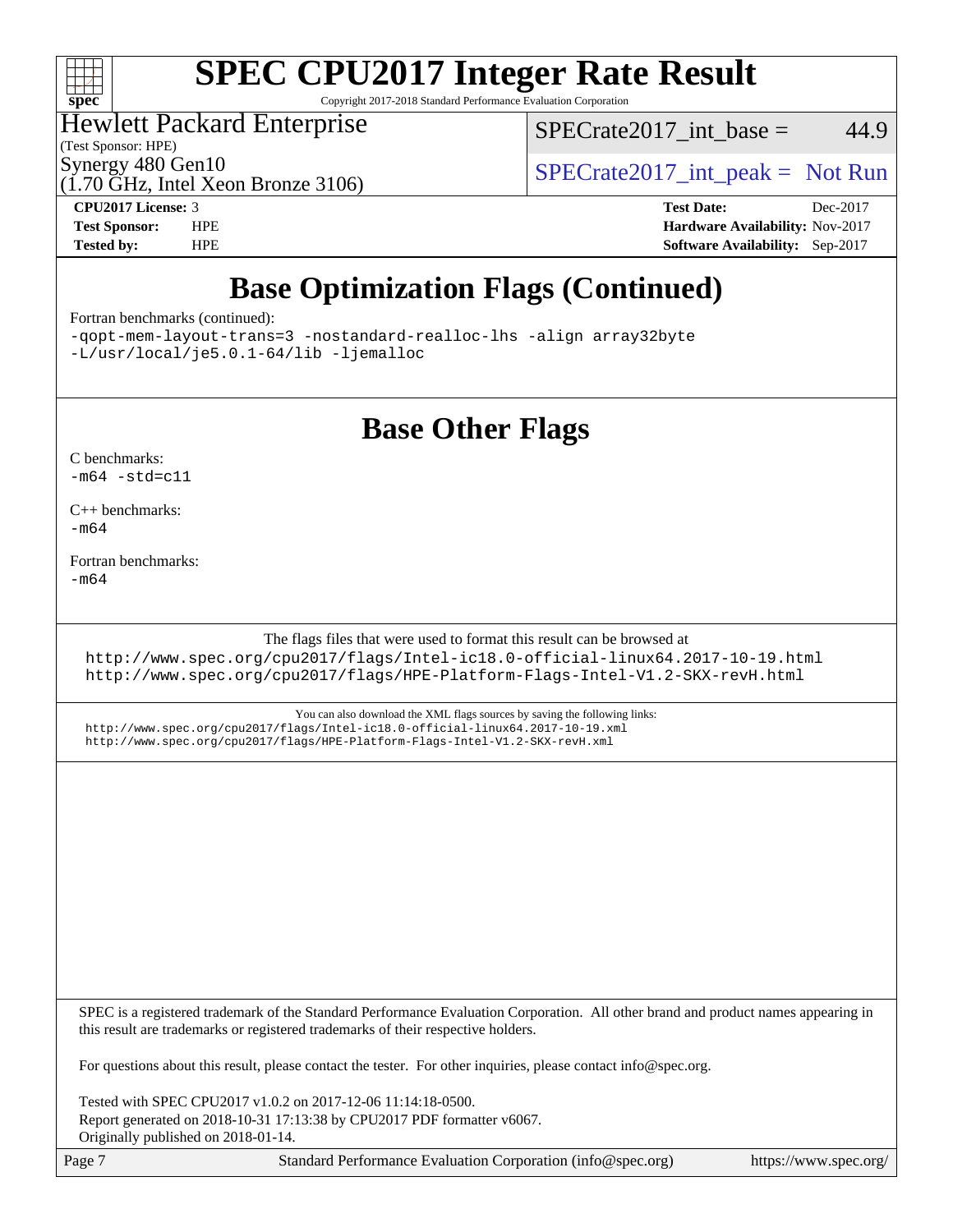# SPEC CPU2017 Integer Rate Result

Copyright 2017-2018 Standard Performance Evaluation Corporation

Hewlett Packard Enterprise
(Test Sponsor: HPE)
Synergy 480 Gen10
(1.70 GHz, Intel Xeon Bronze 3106)

SPECrate2017_int_base = 44.9

SPECrate2017_int_peak = Not Run

**CPU2017 License:** 3
**Test Sponsor:** HPE
**Tested by:** HPE

**Test Date:** Dec-2017
**Hardware Availability:** Nov-2017
**Software Availability:** Sep-2017

## Base Optimization Flags (Continued)

Fortran benchmarks (continued):
```
-qopt-mem-layout-trans=3 -nostandard-realloc-lhs -align array32byte
-L/usr/local/je5.0.1-64/lib -ljemalloc
```

## Base Other Flags

C benchmarks:
```
-m64 -std=c11
```

C++ benchmarks:
```
-m64
```

Fortran benchmarks:
```
-m64
```

The flags files that were used to format this result can be browsed at
http://www.spec.org/cpu2017/flags/Intel-ic18.0-official-linux64.2017-10-19.html
http://www.spec.org/cpu2017/flags/HPE-Platform-Flags-Intel-V1.2-SKX-revH.html

You can also download the XML flags sources by saving the following links:
http://www.spec.org/cpu2017/flags/Intel-ic18.0-official-linux64.2017-10-19.xml
http://www.spec.org/cpu2017/flags/HPE-Platform-Flags-Intel-V1.2-SKX-revH.xml

SPEC is a registered trademark of the Standard Performance Evaluation Corporation. All other brand and product names appearing in this result are trademarks or registered trademarks of their respective holders.

For questions about this result, please contact the tester. For other inquiries, please contact info@spec.org.

Tested with SPEC CPU2017 v1.0.2 on 2017-12-06 11:14:18-0500.
Report generated on 2018-10-31 17:13:38 by CPU2017 PDF formatter v6067.
Originally published on 2018-01-14.